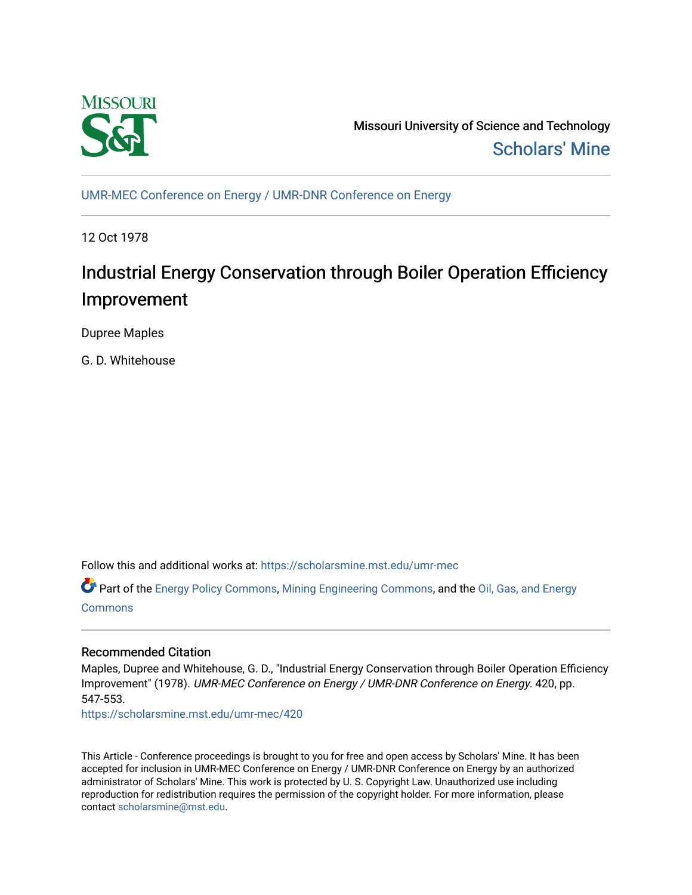Missouri University of Science and Technology

Scholars' Mine

UMR-MEC Conference on Energy / UMR-DNR Conference on Energy

12 Oct 1978

# Industrial Energy Conservation through Boiler Operation Efficiency Improvement

Dupree Maples

G. D. Whitehouse

Follow this and additional works at: https://scholarsmine.mst.edu/umr-mec

Part of the Energy Policy Commons, Mining Engineering Commons, and the Oil, Gas, and Energy Commons

## Recommended Citation

Maples, Dupree and Whitehouse, G. D., "Industrial Energy Conservation through Boiler Operation Efficiency Improvement" (1978). *UMR-MEC Conference on Energy / UMR-DNR Conference on Energy*. 420, pp. 547-553.

https://scholarsmine.mst.edu/umr-mec/420

This Article - Conference proceedings is brought to you for free and open access by Scholars' Mine. It has been accepted for inclusion in UMR-MEC Conference on Energy / UMR-DNR Conference on Energy by an authorized administrator of Scholars' Mine. This work is protected by U. S. Copyright Law. Unauthorized use including reproduction for redistribution requires the permission of the copyright holder. For more information, please contact scholarsmine@mst.edu.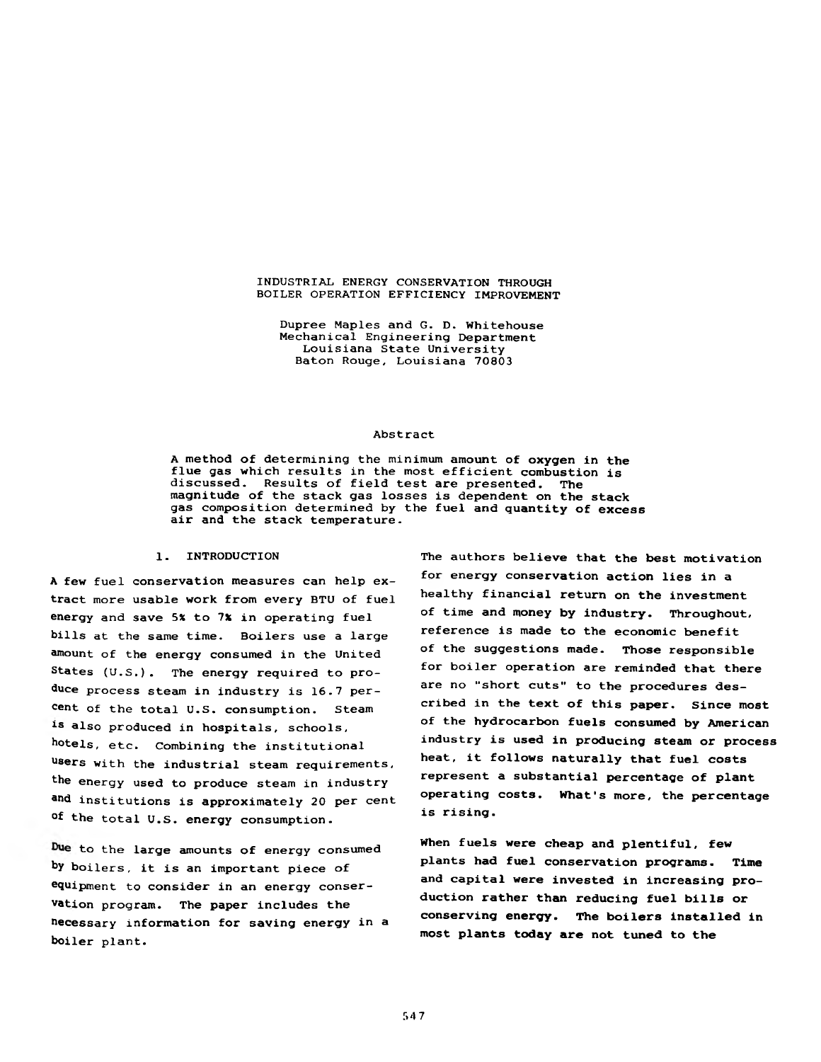# INDUSTRIAL ENERGY CONSERVATION THROUGH BOILER OPERATION EFFICIENCY IMPROVEMENT

Dupree Maples and G. D. Whitehouse
Mechanical Engineering Department
Louisiana State University
Baton Rouge, Louisiana 70803

## Abstract

A method of determining the minimum amount of oxygen in the flue gas which results in the most efficient combustion is discussed. Results of field test are presented. The magnitude of the stack gas losses is dependent on the stack gas composition determined by the fuel and quantity of excess air and the stack temperature.

## 1. INTRODUCTION

A few fuel conservation measures can help extract more usable work from every BTU of fuel energy and save 5% to 7% in operating fuel bills at the same time. Boilers use a large amount of the energy consumed in the United States (U.S.). The energy required to produce process steam in industry is 16.7 per cent of the total U.S. consumption. Steam is also produced in hospitals, schools, hotels, etc. Combining the institutional users with the industrial steam requirements, the energy used to produce steam in industry and institutions is approximately 20 per cent of the total U.S. energy consumption.

Due to the large amounts of energy consumed by boilers, it is an important piece of equipment to consider in an energy conservation program. The paper includes the necessary information for saving energy in a boiler plant.

The authors believe that the best motivation for energy conservation action lies in a healthy financial return on the investment of time and money by industry. Throughout, reference is made to the economic benefit of the suggestions made. Those responsible for boiler operation are reminded that there are no "short cuts" to the procedures described in the text of this paper. Since most of the hydrocarbon fuels consumed by American industry is used in producing steam or process heat, it follows naturally that fuel costs represent a substantial percentage of plant operating costs. What's more, the percentage is rising.

When fuels were cheap and plentiful, few plants had fuel conservation programs. Time and capital were invested in increasing production rather than reducing fuel bills or conserving energy. The boilers installed in most plants today are not tuned to the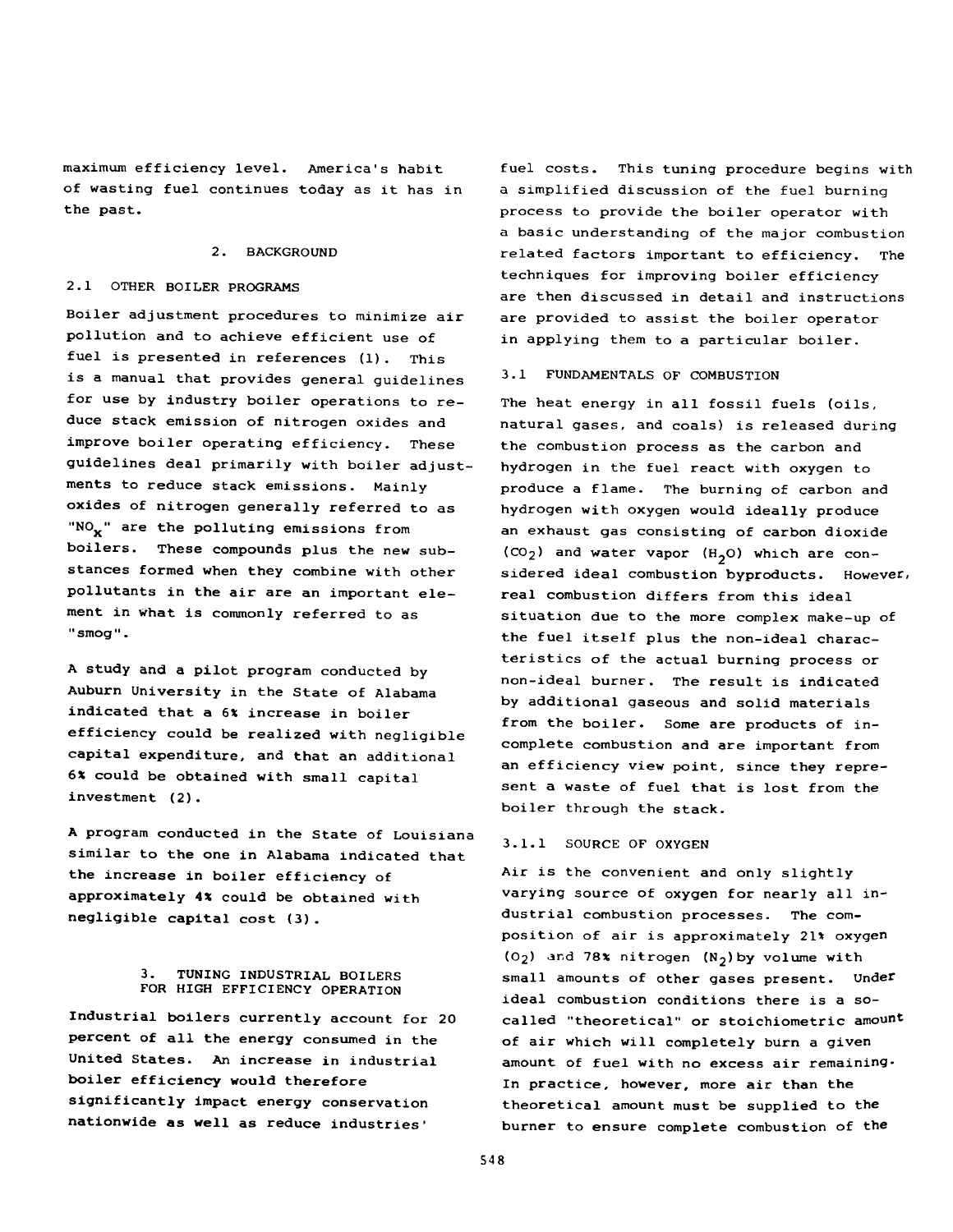maximum efficiency level. America's habit of wasting fuel continues today as it has in the past.

## 2. BACKGROUND

### 2.1 OTHER BOILER PROGRAMS

Boiler adjustment procedures to minimize air pollution and to achieve efficient use of fuel is presented in references (1). This is a manual that provides general guidelines for use by industry boiler operations to reduce stack emission of nitrogen oxides and improve boiler operating efficiency. These guidelines deal primarily with boiler adjustments to reduce stack emissions. Mainly oxides of nitrogen generally referred to as "$NO_x$" are the polluting emissions from boilers. These compounds plus the new substances formed when they combine with other pollutants in the air are an important element in what is commonly referred to as "smog".

A study and a pilot program conducted by Auburn University in the State of Alabama indicated that a 6% increase in boiler efficiency could be realized with negligible capital expenditure, and that an additional 6% could be obtained with small capital investment (2).

A program conducted in the State of Louisiana similar to the one in Alabama indicated that the increase in boiler efficiency of approximately 4% could be obtained with negligible capital cost (3).

## 3. TUNING INDUSTRIAL BOILERS FOR HIGH EFFICIENCY OPERATION

Industrial boilers currently account for 20 percent of all the energy consumed in the United States. An increase in industrial boiler efficiency would therefore significantly impact energy conservation nationwide as well as reduce industries' fuel costs. This tuning procedure begins with a simplified discussion of the fuel burning process to provide the boiler operator with a basic understanding of the major combustion related factors important to efficiency. The techniques for improving boiler efficiency are then discussed in detail and instructions are provided to assist the boiler operator in applying them to a particular boiler.

### 3.1 FUNDAMENTALS OF COMBUSTION

The heat energy in all fossil fuels (oils, natural gases, and coals) is released during the combustion process as the carbon and hydrogen in the fuel react with oxygen to produce a flame. The burning of carbon and hydrogen with oxygen would ideally produce an exhaust gas consisting of carbon dioxide ($CO_2$) and water vapor ($H_2O$) which are considered ideal combustion byproducts. However, real combustion differs from this ideal situation due to the more complex make-up of the fuel itself plus the non-ideal characteristics of the actual burning process or non-ideal burner. The result is indicated by additional gaseous and solid materials from the boiler. Some are products of incomplete combustion and are important from an efficiency view point, since they represent a waste of fuel that is lost from the boiler through the stack.

#### 3.1.1 SOURCE OF OXYGEN

Air is the convenient and only slightly varying source of oxygen for nearly all industrial combustion processes. The composition of air is approximately 21% oxygen ($O_2$) and 78% nitrogen ($N_2$) by volume with small amounts of other gases present. Under ideal combustion conditions there is a so-called "theoretical" or stoichiometric amount of air which will completely burn a given amount of fuel with no excess air remaining. In practice, however, more air than the theoretical amount must be supplied to the burner to ensure complete combustion of the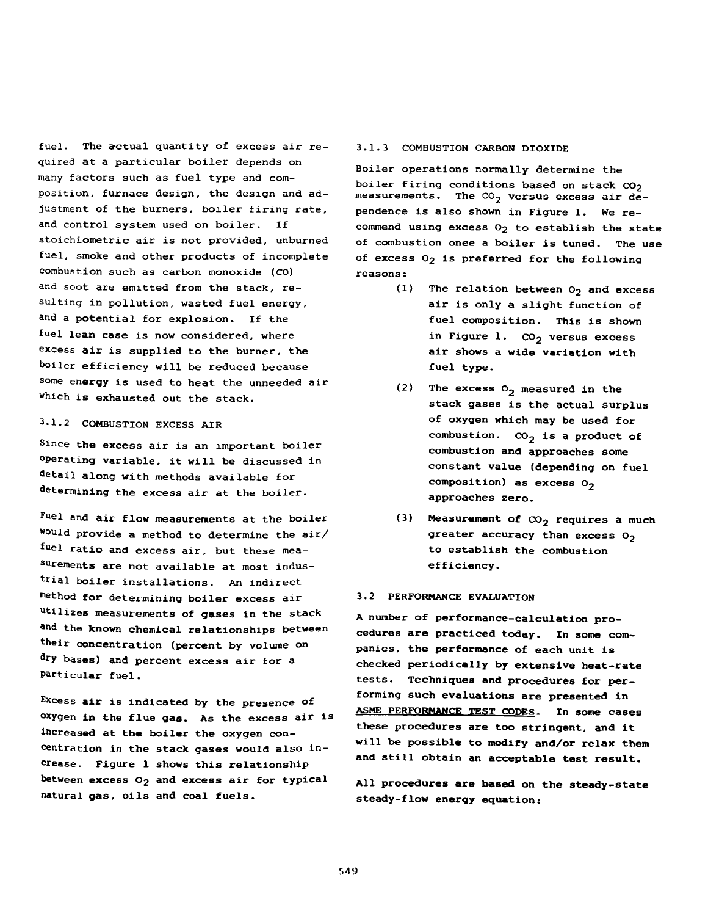fuel. The actual quantity of excess air required at a particular boiler depends on many factors such as fuel type and composition, furnace design, the design and adjustment of the burners, boiler firing rate, and control system used on boiler. If stoichiometric air is not provided, unburned fuel, smoke and other products of incomplete combustion such as carbon monoxide (CO) and soot are emitted from the stack, resulting in pollution, wasted fuel energy, and a potential for explosion. If the fuel lean case is now considered, where excess air is supplied to the burner, the boiler efficiency will be reduced because some energy is used to heat the unneeded air which is exhausted out the stack.

### 3.1.2 COMBUSTION EXCESS AIR

Since the excess air is an important boiler operating variable, it will be discussed in detail along with methods available for determining the excess air at the boiler.

Fuel and air flow measurements at the boiler would provide a method to determine the air/fuel ratio and excess air, but these measurements are not available at most industrial boiler installations. An indirect method for determining boiler excess air utilizes measurements of gases in the stack and the known chemical relationships between their concentration (percent by volume on dry bases) and percent excess air for a particular fuel.

Excess air is indicated by the presence of oxygen in the flue gas. As the excess air is increased at the boiler the oxygen concentration in the stack gases would also increase. Figure 1 shows this relationship between excess $O_2$ and excess air for typical natural gas, oils and coal fuels.

### 3.1.3 COMBUSTION CARBON DIOXIDE

Boiler operations normally determine the boiler firing conditions based on stack $CO_2$ measurements. The $CO_2$ versus excess air dependence is also shown in Figure 1. We recommend using excess $O_2$ to establish the state of combustion onee a boiler is tuned. The use of excess $O_2$ is preferred for the following reasons:

(1) The relation between $O_2$ and excess air is only a slight function of fuel composition. This is shown in Figure 1. $CO_2$ versus excess air shows a wide variation with fuel type.

(2) The excess $O_2$ measured in the stack gases is the actual surplus of oxygen which may be used for combustion. $CO_2$ is a product of combustion and approaches some constant value (depending on fuel composition) as excess $O_2$ approaches zero.

(3) Measurement of $CO_2$ requires a much greater accuracy than excess $O_2$ to establish the combustion efficiency.

## 3.2 PERFORMANCE EVALUATION

A number of performance-calculation procedures are practiced today. In some companies, the performance of each unit is checked periodically by extensive heat-rate tests. Techniques and procedures for performing such evaluations are presented in ASME PERFORMANCE TEST CODES. In some cases these procedures are too stringent, and it will be possible to modify and/or relax them and still obtain an acceptable test result.

All procedures are based on the steady-state steady-flow energy equation: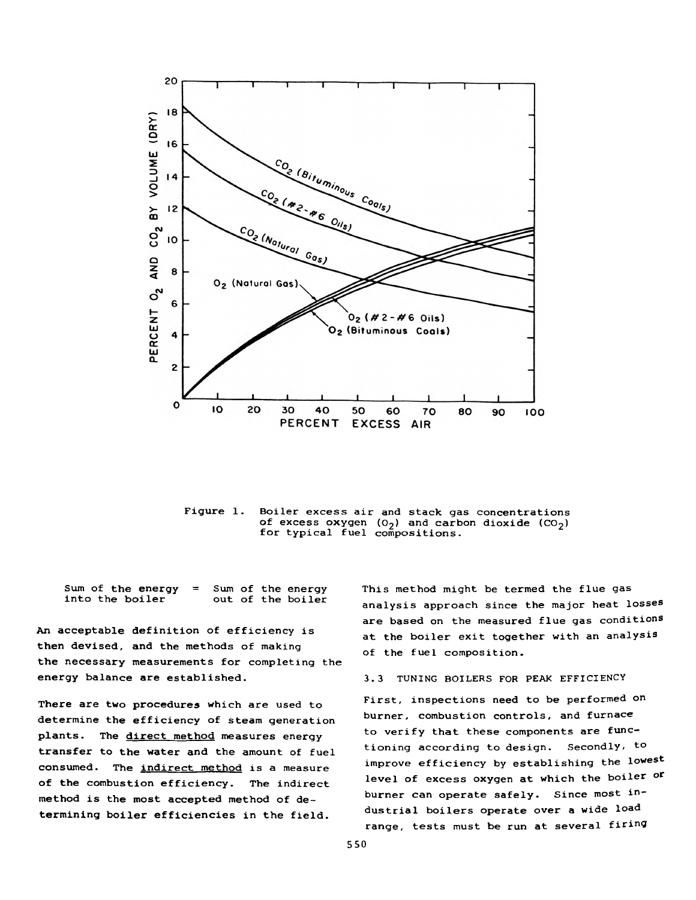Figure 1. Boiler excess air and stack gas concentrations of excess oxygen ($O_2$) and carbon dioxide ($CO_2$) for typical fuel compositions.

Sum of the energy into the boiler = Sum of the energy out of the boiler

An acceptable definition of efficiency is then devised, and the methods of making the necessary measurements for completing the energy balance are established.

There are two procedures which are used to determine the efficiency of steam generation plants. The direct method measures energy transfer to the water and the amount of fuel consumed. The indirect method is a measure of the combustion efficiency. The indirect method is the most accepted method of determining boiler efficiencies in the field.

This method might be termed the flue gas analysis approach since the major heat losses are based on the measured flue gas conditions at the boiler exit together with an analysis of the fuel composition.

### 3.3 TUNING BOILERS FOR PEAK EFFICIENCY

First, inspections need to be performed on burner, combustion controls, and furnace to verify that these components are functioning according to design. Secondly, to improve efficiency by establishing the lowest level of excess oxygen at which the boiler or burner can operate safely. Since most industrial boilers operate over a wide load range, tests must be run at several firing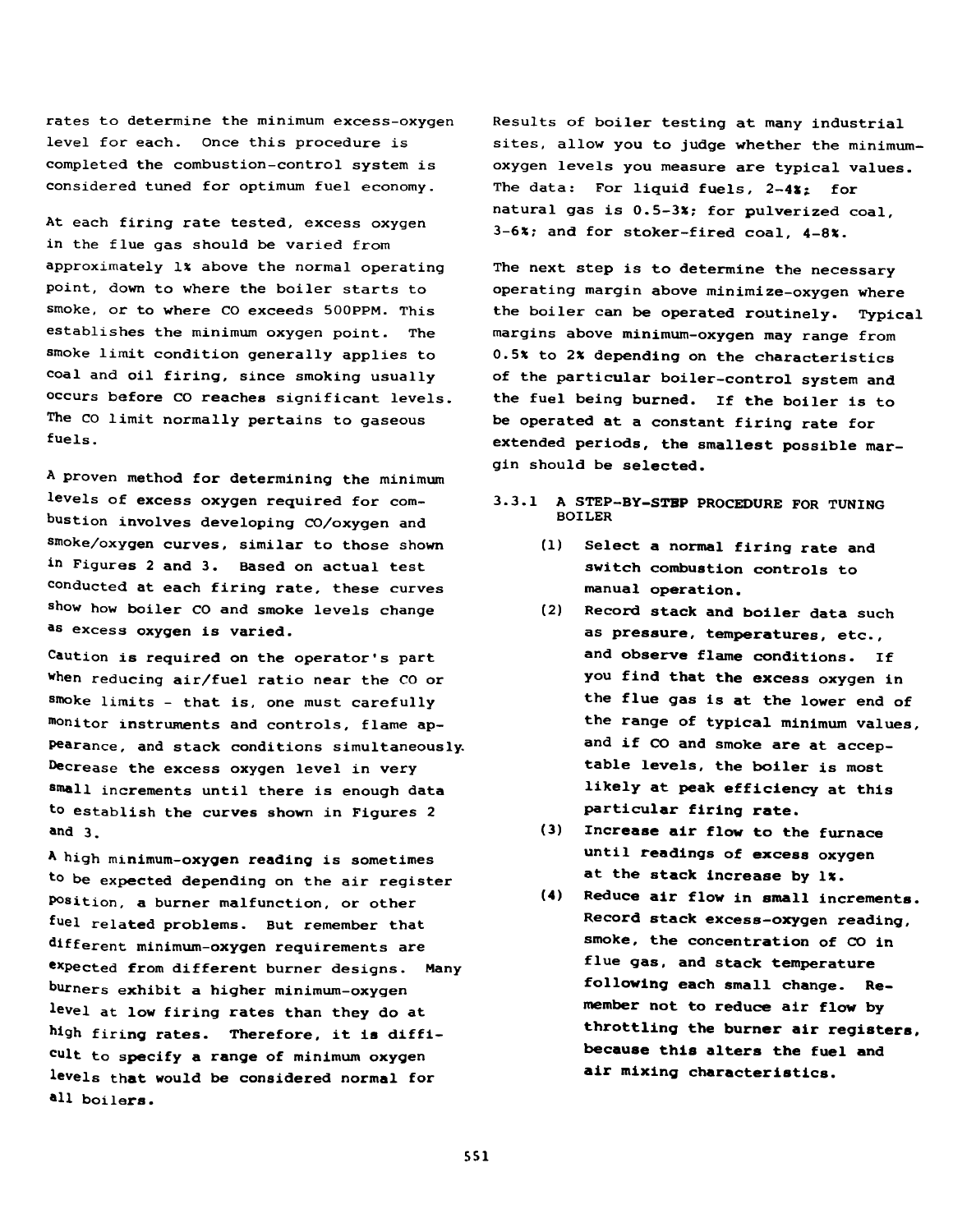rates to determine the minimum excess-oxygen level for each. Once this procedure is completed the combustion-control system is considered tuned for optimum fuel economy.

At each firing rate tested, excess oxygen in the flue gas should be varied from approximately 1% above the normal operating point, down to where the boiler starts to smoke, or to where CO exceeds 500PPM. This establishes the minimum oxygen point. The smoke limit condition generally applies to coal and oil firing, since smoking usually occurs before CO reaches significant levels. The CO limit normally pertains to gaseous fuels.

A proven method for determining the minimum levels of excess oxygen required for combustion involves developing CO/oxygen and smoke/oxygen curves, similar to those shown in Figures 2 and 3. Based on actual test conducted at each firing rate, these curves show how boiler CO and smoke levels change as excess oxygen is varied.

Caution is required on the operator's part when reducing air/fuel ratio near the CO or smoke limits - that is, one must carefully monitor instruments and controls, flame appearance, and stack conditions simultaneously. Decrease the excess oxygen level in very small increments until there is enough data to establish the curves shown in Figures 2 and 3.

A high minimum-oxygen reading is sometimes to be expected depending on the air register position, a burner malfunction, or other fuel related problems. But remember that different minimum-oxygen requirements are expected from different burner designs. Many burners exhibit a higher minimum-oxygen level at low firing rates than they do at high firing rates. Therefore, it is difficult to specify a range of minimum oxygen levels that would be considered normal for all boilers.

Results of boiler testing at many industrial sites, allow you to judge whether the minimum-oxygen levels you measure are typical values. The data: For liquid fuels, 2-4%; for natural gas is 0.5-3%; for pulverized coal, 3-6%; and for stoker-fired coal, 4-8%.

The next step is to determine the necessary operating margin above minimize-oxygen where the boiler can be operated routinely. Typical margins above minimum-oxygen may range from 0.5% to 2% depending on the characteristics of the particular boiler-control system and the fuel being burned. If the boiler is to be operated at a constant firing rate for extended periods, the smallest possible margin should be selected.

### 3.3.1 A STEP-BY-STEP PROCEDURE FOR TUNING BOILER

(1) Select a normal firing rate and switch combustion controls to manual operation.

(2) Record stack and boiler data such as pressure, temperatures, etc., and observe flame conditions. If you find that the excess oxygen in the flue gas is at the lower end of the range of typical minimum values, and if CO and smoke are at acceptable levels, the boiler is most likely at peak efficiency at this particular firing rate.

(3) Increase air flow to the furnace until readings of excess oxygen at the stack increase by 1%.

(4) Reduce air flow in small increments. Record stack excess-oxygen reading, smoke, the concentration of CO in flue gas, and stack temperature following each small change. Remember not to reduce air flow by throttling the burner air registers, because this alters the fuel and air mixing characteristics.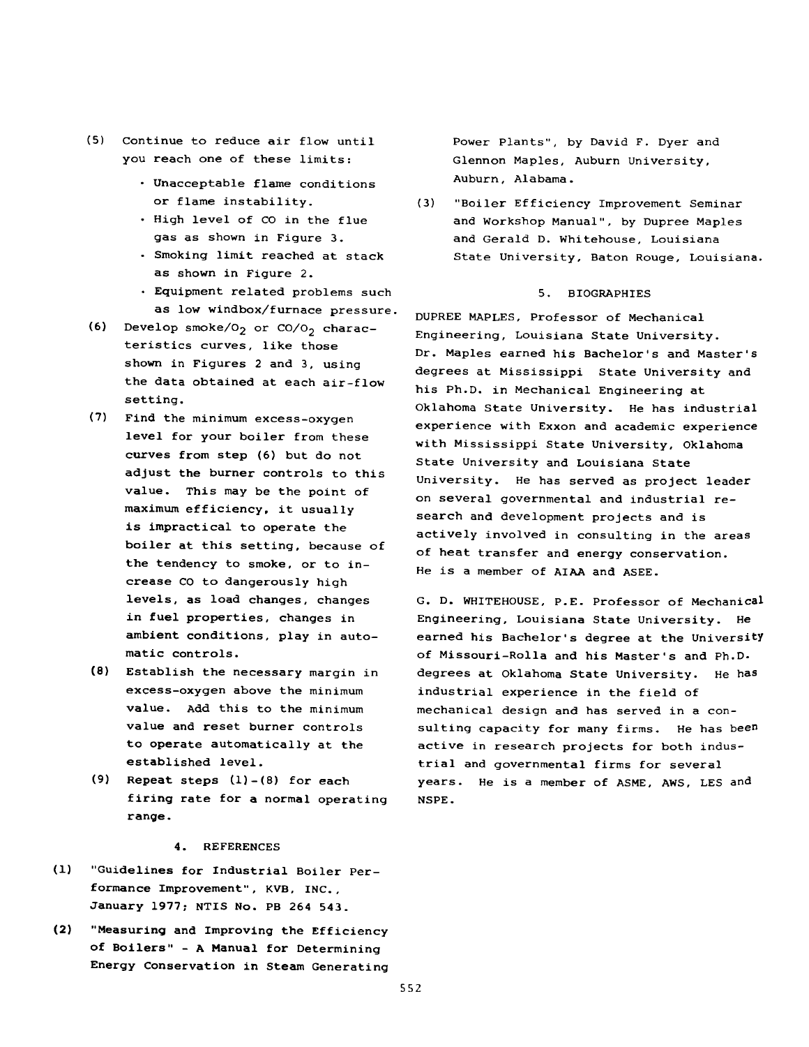(5) Continue to reduce air flow until you reach one of these limits:

- Unacceptable flame conditions or flame instability.
- High level of CO in the flue gas as shown in Figure 3.
- Smoking limit reached at stack as shown in Figure 2.
- Equipment related problems such as low windbox/furnace pressure.

(6) Develop smoke/$O_2$ or CO/$O_2$ characteristics curves, like those shown in Figures 2 and 3, using the data obtained at each air-flow setting.

(7) Find the minimum excess-oxygen level for your boiler from these curves from step (6) but do not adjust the burner controls to this value. This may be the point of maximum efficiency, it usually is impractical to operate the boiler at this setting, because of the tendency to smoke, or to increase CO to dangerously high levels, as load changes, changes in fuel properties, changes in ambient conditions, play in automatic controls.

(8) Establish the necessary margin in excess-oxygen above the minimum value. Add this to the minimum value and reset burner controls to operate automatically at the established level.

(9) Repeat steps (1)-(8) for each firing rate for a normal operating range.

## 4. REFERENCES

(1) "Guidelines for Industrial Boiler Performance Improvement", KVB, INC., January 1977; NTIS No. PB 264 543.

(2) "Measuring and Improving the Efficiency of Boilers" - A Manual for Determining Energy Conservation in Steam Generating Power Plants", by David F. Dyer and Glennon Maples, Auburn University, Auburn, Alabama.

(3) "Boiler Efficiency Improvement Seminar and Workshop Manual", by Dupree Maples and Gerald D. Whitehouse, Louisiana State University, Baton Rouge, Louisiana.

## 5. BIOGRAPHIES

DUPREE MAPLES, Professor of Mechanical Engineering, Louisiana State University. Dr. Maples earned his Bachelor's and Master's degrees at Mississippi State University and his Ph.D. in Mechanical Engineering at Oklahoma State University. He has industrial experience with Exxon and academic experience with Mississippi State University, Oklahoma State University and Louisiana State University. He has served as project leader on several governmental and industrial research and development projects and is actively involved in consulting in the areas of heat transfer and energy conservation. He is a member of AIAA and ASEE.

G. D. WHITEHOUSE, P.E. Professor of Mechanical Engineering, Louisiana State University. He earned his Bachelor's degree at the University of Missouri-Rolla and his Master's and Ph.D. degrees at Oklahoma State University. He has industrial experience in the field of mechanical design and has served in a consulting capacity for many firms. He has been active in research projects for both industrial and governmental firms for several years. He is a member of ASME, AWS, LES and NSPE.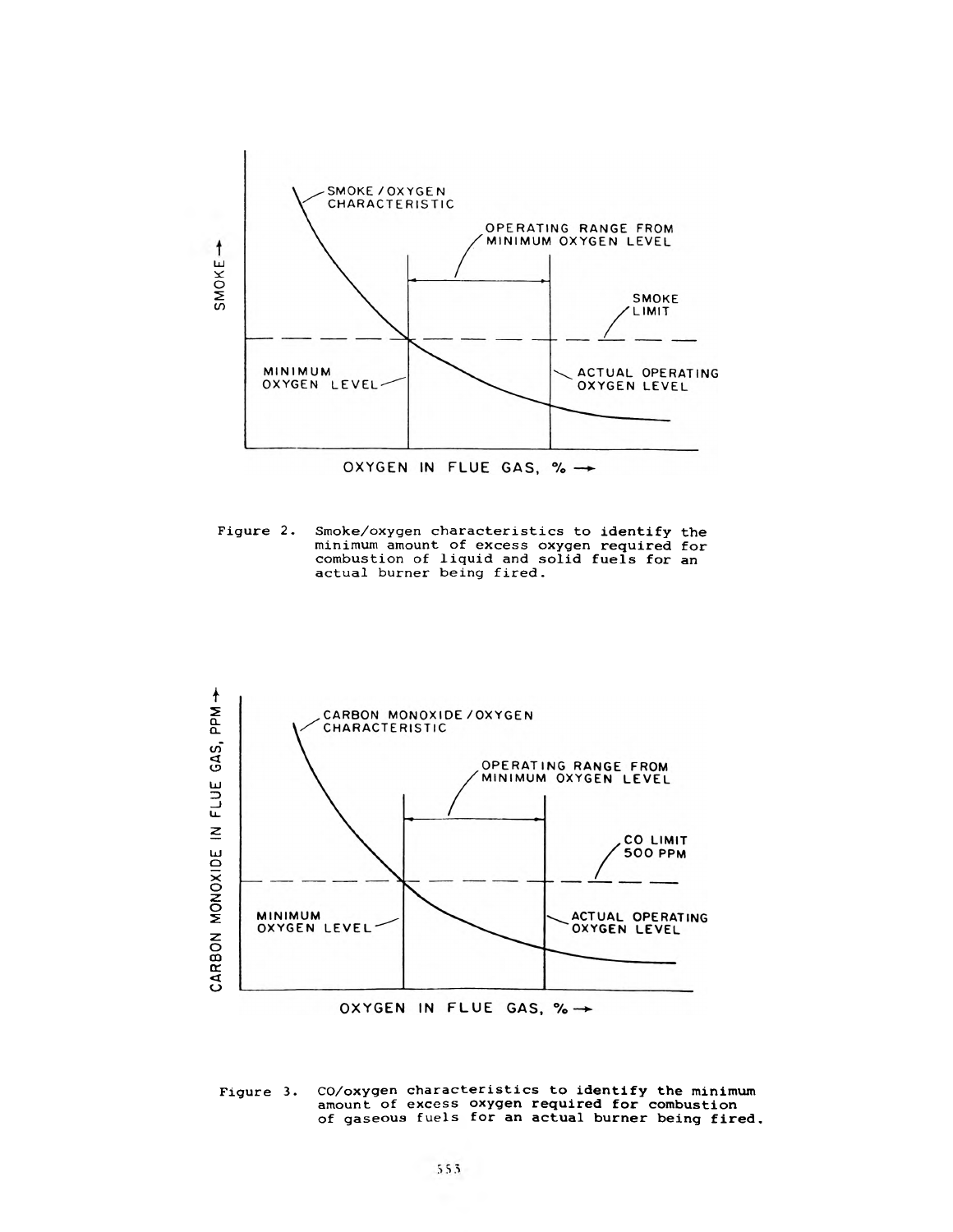SMOKE →

SMOKE / OXYGEN CHARACTERISTIC

OPERATING RANGE FROM MINIMUM OXYGEN LEVEL

SMOKE LIMIT

MINIMUM OXYGEN LEVEL

ACTUAL OPERATING OXYGEN LEVEL

OXYGEN IN FLUE GAS, % →

Figure 2. Smoke/oxygen characteristics to identify the minimum amount of excess oxygen required for combustion of liquid and solid fuels for an actual burner being fired.

CARBON MONOXIDE IN FLUE GAS, PPM →

CARBON MONOXIDE / OXYGEN CHARACTERISTIC

OPERATING RANGE FROM MINIMUM OXYGEN LEVEL

CO LIMIT 500 PPM

MINIMUM OXYGEN LEVEL

ACTUAL OPERATING OXYGEN LEVEL

OXYGEN IN FLUE GAS, % →

Figure 3. CO/oxygen characteristics to identify the minimum amount of excess oxygen required for combustion of gaseous fuels for an actual burner being fired.